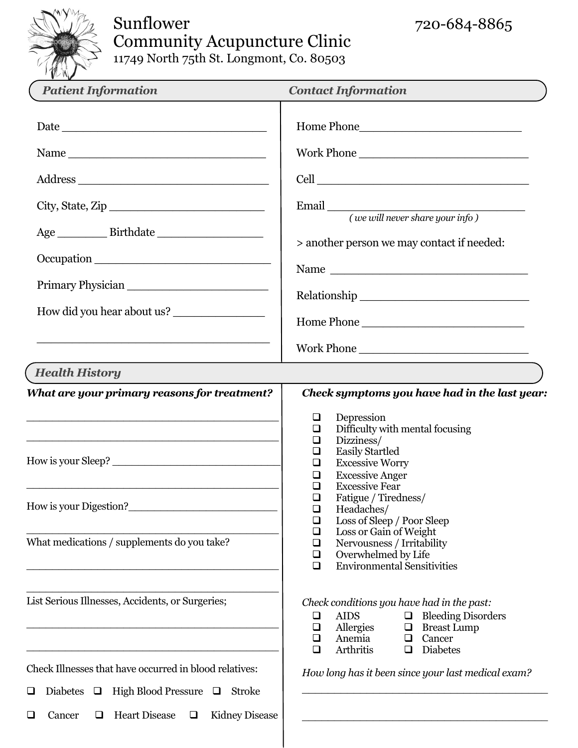# Sunflower Community Acupuncture Clinic

720-684-8865

11749 North 75th St. Longmont, Co. 80503

## *Patient Information*

Date ______________________________

Name ______________________________

Address ______________________________

City, State, Zip ______________________

Age _______ Birthdate ________________

Occupation ___________________________

Primary Physician _____________________

How did you hear about us? ____________

__________________________________

## *Contact Information*

Home Phone________________________

Work Phone ________________________

Cell ______________________________

Email _____________________________

*( we will never share your info )*

> another person we may contact if needed:

Name ______________________________

Relationship ________________________

Home Phone ________________________

Work Phone ________________________

## *Health History*

***What are your primary reasons for treatment?***

__________________________________________

__________________________________________

How is your Sleep? __________________________

__________________________________________

How is your Digestion?_______________________

__________________________________________

What medications / supplements do you take?

__________________________________________

__________________________________________

List Serious Illnesses, Accidents, or Surgeries;

__________________________________________

__________________________________________

Check Illnesses that have occurred in blood relatives:

- ❑ Diabetes
- ❑ High Blood Pressure
- ❑ Stroke
- ❑ Cancer
- ❑ Heart Disease
- ❑ Kidney Disease

***Check symptoms you have had in the last year:***

- ❑ Depression
- ❑ Difficulty with mental focusing
- ❑ Dizziness/
- ❑ Easily Startled
- ❑ Excessive Worry
- ❑ Excessive Anger
- ❑ Excessive Fear
- ❑ Fatigue / Tiredness/
- ❑ Headaches/
- ❑ Loss of Sleep / Poor Sleep
- ❑ Loss or Gain of Weight
- ❑ Nervousness / Irritability
- ❑ Overwhelmed by Life
- ❑ Environmental Sensitivities

*Check conditions you have had in the past:*

- ❑ AIDS
- ❑ Allergies
- ❑ Anemia
- ❑ Arthritis
- ❑ Bleeding Disorders
- ❑ Breast Lump
- ❑ Cancer
- ❑ Diabetes

*How long has it been since your last medical exam?*

__________________________________________

__________________________________________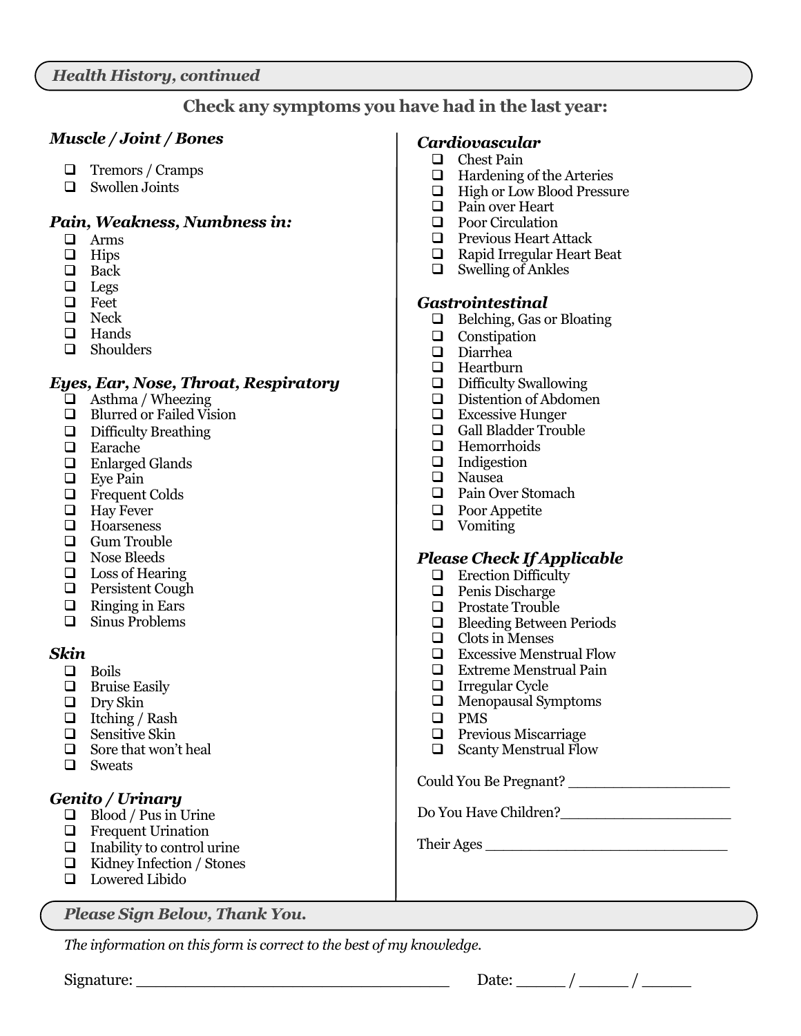## Health History, continued

### Check any symptoms you have had in the last year:

***Muscle / Joint / Bones***

- ☐ Tremors / Cramps
- ☐ Swollen Joints

***Pain, Weakness, Numbness in:***

- ☐ Arms
- ☐ Hips
- ☐ Back
- ☐ Legs
- ☐ Feet
- ☐ Neck
- ☐ Hands
- ☐ Shoulders

***Eyes, Ear, Nose, Throat, Respiratory***

- ☐ Asthma / Wheezing
- ☐ Blurred or Failed Vision
- ☐ Difficulty Breathing
- ☐ Earache
- ☐ Enlarged Glands
- ☐ Eye Pain
- ☐ Frequent Colds
- ☐ Hay Fever
- ☐ Hoarseness
- ☐ Gum Trouble
- ☐ Nose Bleeds
- ☐ Loss of Hearing
- ☐ Persistent Cough
- ☐ Ringing in Ears
- ☐ Sinus Problems

***Skin***

- ☐ Boils
- ☐ Bruise Easily
- ☐ Dry Skin
- ☐ Itching / Rash
- ☐ Sensitive Skin
- ☐ Sore that won't heal
- ☐ Sweats

***Genito / Urinary***

- ☐ Blood / Pus in Urine
- ☐ Frequent Urination
- ☐ Inability to control urine
- ☐ Kidney Infection / Stones
- ☐ Lowered Libido

***Cardiovascular***

- ☐ Chest Pain
- ☐ Hardening of the Arteries
- ☐ High or Low Blood Pressure
- ☐ Pain over Heart
- ☐ Poor Circulation
- ☐ Previous Heart Attack
- ☐ Rapid Irregular Heart Beat
- ☐ Swelling of Ankles

***Gastrointestinal***

- ☐ Belching, Gas or Bloating
- ☐ Constipation
- ☐ Diarrhea
- ☐ Heartburn
- ☐ Difficulty Swallowing
- ☐ Distention of Abdomen
- ☐ Excessive Hunger
- ☐ Gall Bladder Trouble
- ☐ Hemorrhoids
- ☐ Indigestion
- ☐ Nausea
- ☐ Pain Over Stomach
- ☐ Poor Appetite
- ☐ Vomiting

***Please Check If Applicable***

- ☐ Erection Difficulty
- ☐ Penis Discharge
- ☐ Prostate Trouble
- ☐ Bleeding Between Periods
- ☐ Clots in Menses
- ☐ Excessive Menstrual Flow
- ☐ Extreme Menstrual Pain
- ☐ Irregular Cycle
- ☐ Menopausal Symptoms
- ☐ PMS
- ☐ Previous Miscarriage
- ☐ Scanty Menstrual Flow

Could You Be Pregnant? ____________________

Do You Have Children?______________________

Their Ages ______________________________

## Please Sign Below, Thank You.

*The information on this form is correct to the best of my knowledge.*

Signature: ___________________________________ Date: _____ / _____ / _____